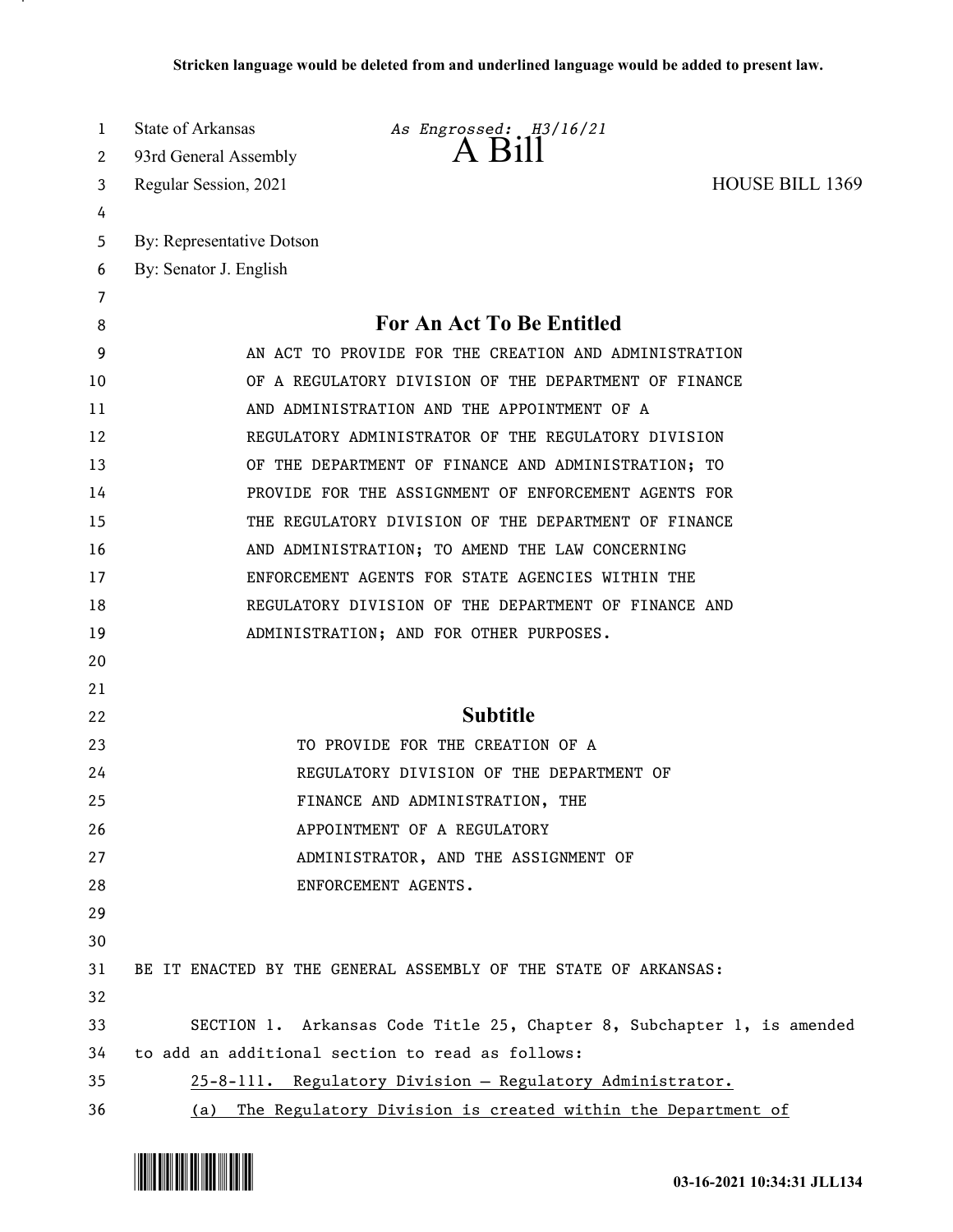**Stricken language would be deleted from and underlined language would be added to present law.**

State of Arkansas *As Engrossed: H3/16/21*
93rd General Assembly
Regular Session, 2021

# A Bill

HOUSE BILL 1369

By: Representative Dotson
By: Senator J. English

## For An Act To Be Entitled

AN ACT TO PROVIDE FOR THE CREATION AND ADMINISTRATION OF A REGULATORY DIVISION OF THE DEPARTMENT OF FINANCE AND ADMINISTRATION AND THE APPOINTMENT OF A REGULATORY ADMINISTRATOR OF THE REGULATORY DIVISION OF THE DEPARTMENT OF FINANCE AND ADMINISTRATION; TO PROVIDE FOR THE ASSIGNMENT OF ENFORCEMENT AGENTS FOR THE REGULATORY DIVISION OF THE DEPARTMENT OF FINANCE AND ADMINISTRATION; TO AMEND THE LAW CONCERNING ENFORCEMENT AGENTS FOR STATE AGENCIES WITHIN THE REGULATORY DIVISION OF THE DEPARTMENT OF FINANCE AND ADMINISTRATION; AND FOR OTHER PURPOSES.

## Subtitle

TO PROVIDE FOR THE CREATION OF A REGULATORY DIVISION OF THE DEPARTMENT OF FINANCE AND ADMINISTRATION, THE APPOINTMENT OF A REGULATORY ADMINISTRATOR, AND THE ASSIGNMENT OF ENFORCEMENT AGENTS.

BE IT ENACTED BY THE GENERAL ASSEMBLY OF THE STATE OF ARKANSAS:

SECTION 1. Arkansas Code Title 25, Chapter 8, Subchapter 1, is amended to add an additional section to read as follows:

<u>25-8-111. Regulatory Division — Regulatory Administrator.</u>

<u>(a) The Regulatory Division is created within the Department of</u>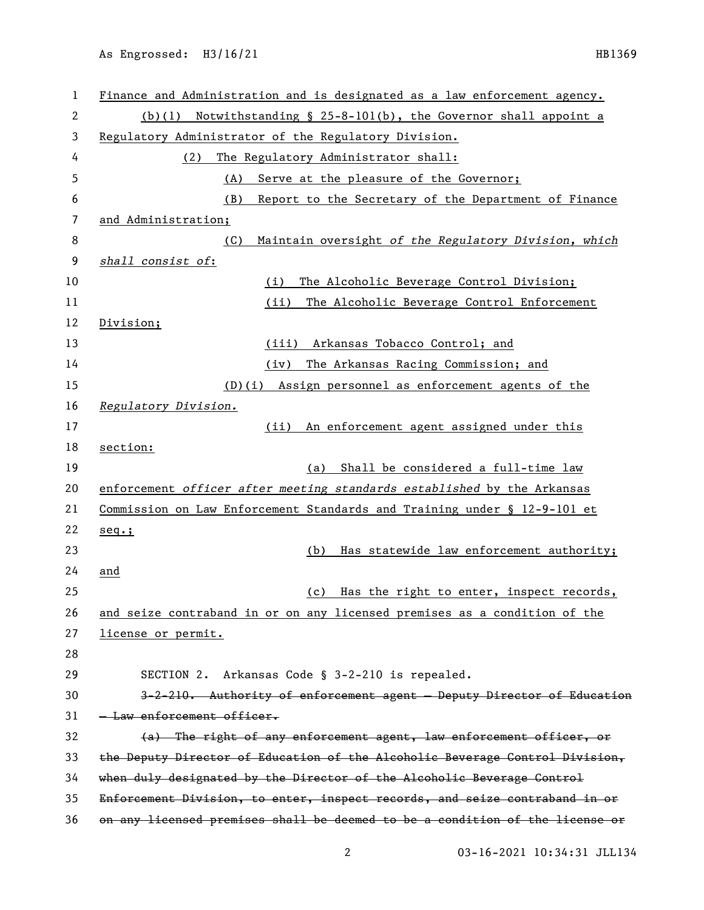Finance and Administration and is designated as a law enforcement agency.

(b)(1) Notwithstanding § 25-8-101(b), the Governor shall appoint a Regulatory Administrator of the Regulatory Division.

(2) The Regulatory Administrator shall:

(A) Serve at the pleasure of the Governor;

(B) Report to the Secretary of the Department of Finance and Administration;

(C) Maintain oversight *of the Regulatory Division, which shall consist of*:

(i) The Alcoholic Beverage Control Division;

(ii) The Alcoholic Beverage Control Enforcement Division;

(iii) Arkansas Tobacco Control; and

(iv) The Arkansas Racing Commission; and

(D)(i) Assign personnel as enforcement agents of the *Regulatory Division.*

(ii) An enforcement agent assigned under this section:

(a) Shall be considered a full-time law enforcement *officer after meeting standards established* by the Arkansas Commission on Law Enforcement Standards and Training under § 12-9-101 et seq.;

(b) Has statewide law enforcement authority; and

(c) Has the right to enter, inspect records, and seize contraband in or on any licensed premises as a condition of the license or permit.

SECTION 2. Arkansas Code § 3-2-210 is repealed.

~~3-2-210. Authority of enforcement agent — Deputy Director of Education — Law enforcement officer.~~

~~(a) The right of any enforcement agent, law enforcement officer, or the Deputy Director of Education of the Alcoholic Beverage Control Division, when duly designated by the Director of the Alcoholic Beverage Control Enforcement Division, to enter, inspect records, and seize contraband in or on any licensed premises shall be deemed to be a condition of the license or~~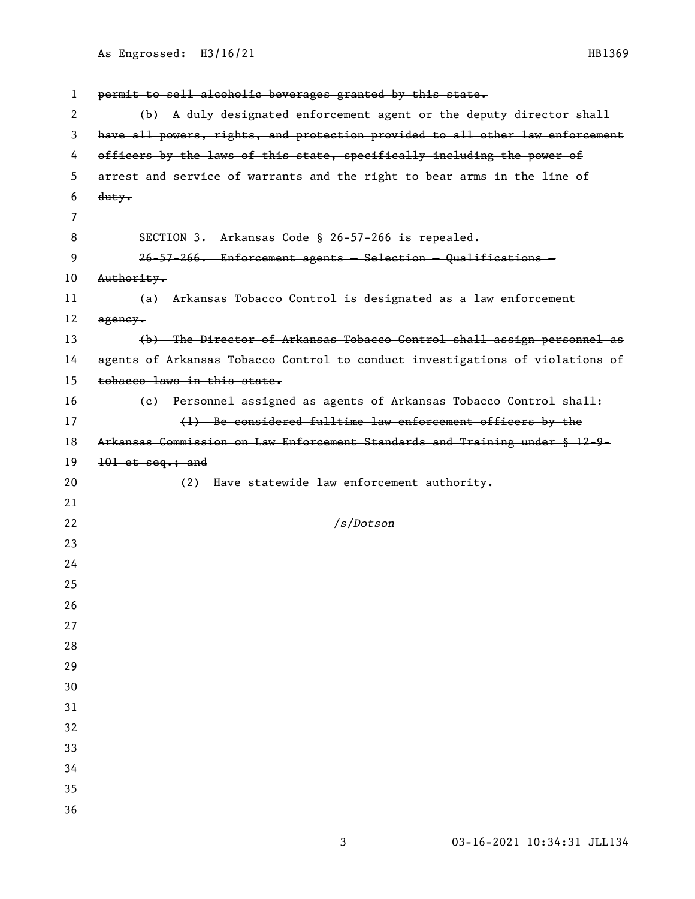~~permit to sell alcoholic beverages granted by this state.~~

~~(b) A duly designated enforcement agent or the deputy director shall have all powers, rights, and protection provided to all other law enforcement officers by the laws of this state, specifically including the power of arrest and service of warrants and the right to bear arms in the line of duty.~~

SECTION 3. Arkansas Code § 26-57-266 is repealed.

~~26-57-266. Enforcement agents — Selection — Qualifications — Authority.~~

~~(a) Arkansas Tobacco Control is designated as a law enforcement agency.~~

~~(b) The Director of Arkansas Tobacco Control shall assign personnel as agents of Arkansas Tobacco Control to conduct investigations of violations of tobacco laws in this state.~~

~~(c) Personnel assigned as agents of Arkansas Tobacco Control shall:~~

~~(1) Be considered fulltime law enforcement officers by the Arkansas Commission on Law Enforcement Standards and Training under § 12-9-101 et seq.; and~~

~~(2) Have statewide law enforcement authority.~~

*/s/Dotson*